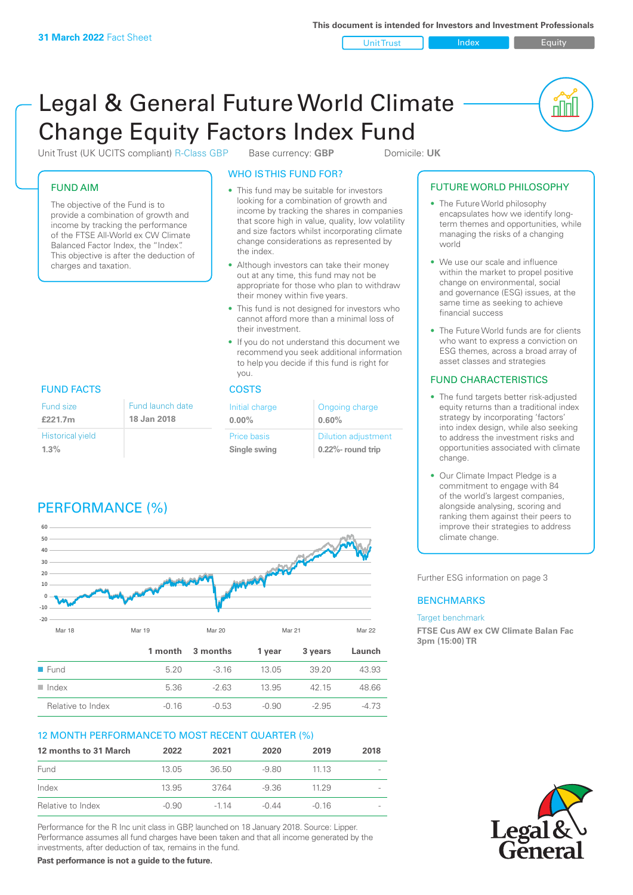**31 March 2022** Fact Sheet

This document is intended for Investors and Investment Professionals

Unit Trust | Index | Equity

# Legal & General Future World Climate Change Equity Factors Index Fund

Unit Trust (UK UCITS compliant) R-Class GBP    Base currency: **GBP**    Domicile: **UK**

## FUND AIM

The objective of the Fund is to provide a combination of growth and income by tracking the performance of the FTSE All-World ex CW Climate Balanced Factor Index, the "Index". This objective is after the deduction of charges and taxation.

## WHO IS THIS FUND FOR?

- This fund may be suitable for investors looking for a combination of growth and income by tracking the shares in companies that score high in value, quality, low volatility and size factors whilst incorporating climate change considerations as represented by the index.
- Although investors can take their money out at any time, this fund may not be appropriate for those who plan to withdraw their money within five years.
- This fund is not designed for investors who cannot afford more than a minimal loss of their investment.
- If you do not understand this document we recommend you seek additional information to help you decide if this fund is right for you.

## FUND FACTS

| Fund size | Fund launch date |
|---|---|
| **£221.7m** | **18 Jan 2018** |
| Historical yield | |
| **1.3%** | |

## COSTS

| Initial charge | Ongoing charge |
|---|---|
| **0.00%** | **0.60%** |
| Price basis | Dilution adjustment |
| **Single swing** | **0.22%- round trip** |

## PERFORMANCE (%)

| | 1 month | 3 months | 1 year | 3 years | Launch |
|---|---|---|---|---|---|
| Fund | 5.20 | -3.16 | 13.05 | 39.20 | 43.93 |
| Index | 5.36 | -2.63 | 13.95 | 42.15 | 48.66 |
| Relative to Index | -0.16 | -0.53 | -0.90 | -2.95 | -4.73 |

## 12 MONTH PERFORMANCE TO MOST RECENT QUARTER (%)

| 12 months to 31 March | 2022 | 2021 | 2020 | 2019 | 2018 |
|---|---|---|---|---|---|
| Fund | 13.05 | 36.50 | -9.80 | 11.13 | - |
| Index | 13.95 | 37.64 | -9.36 | 11.29 | - |
| Relative to Index | -0.90 | -1.14 | -0.44 | -0.16 | - |

Performance for the R Inc unit class in GBP, launched on 18 January 2018. Source: Lipper. Performance assumes all fund charges have been taken and that all income generated by the investments, after deduction of tax, remains in the fund.

**Past performance is not a guide to the future.**

## FUTURE WORLD PHILOSOPHY

- The Future World philosophy encapsulates how we identify long-term themes and opportunities, while managing the risks of a changing world
- We use our scale and influence within the market to propel positive change on environmental, social and governance (ESG) issues, at the same time as seeking to achieve financial success
- The Future World funds are for clients who want to express a conviction on ESG themes, across a broad array of asset classes and strategies

## FUND CHARACTERISTICS

- The fund targets better risk-adjusted equity returns than a traditional index strategy by incorporating 'factors' into index design, while also seeking to address the investment risks and opportunities associated with climate change.
- Our Climate Impact Pledge is a commitment to engage with 84 of the world's largest companies, alongside analysing, scoring and ranking them against their peers to improve their strategies to address climate change.

Further ESG information on page 3

## BENCHMARKS

Target benchmark

**FTSE Cus AW ex CW Climate Balan Fac 3pm (15:00) TR**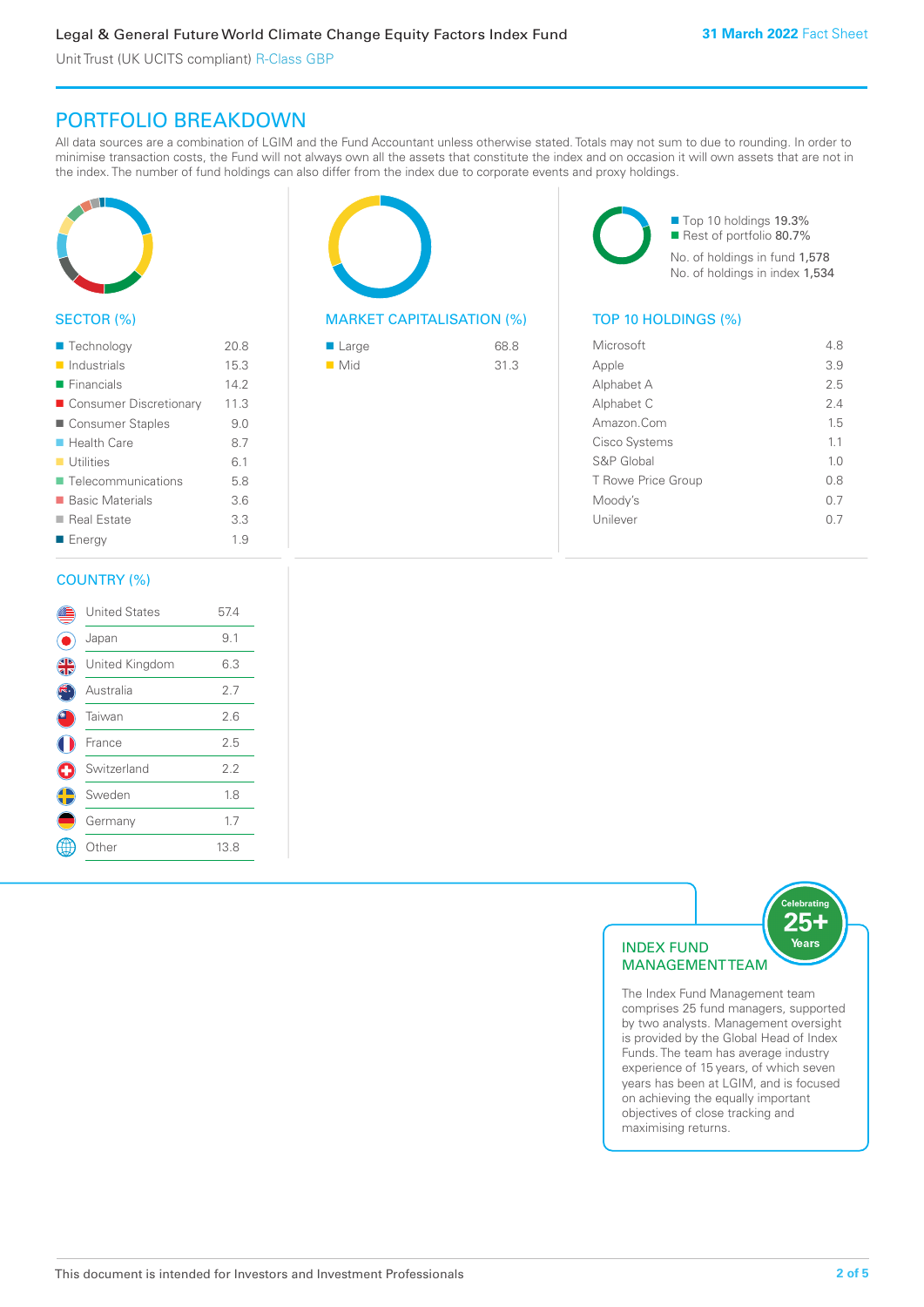## PORTFOLIO BREAKDOWN

All data sources are a combination of LGIM and the Fund Accountant unless otherwise stated. Totals may not sum to due to rounding. In order to minimise transaction costs, the Fund will not always own all the assets that constitute the index and on occasion it will own assets that are not in the index. The number of fund holdings can also differ from the index due to corporate events and proxy holdings.

### SECTOR (%)

| Sector | % |
|---|---|
| Technology | 20.8 |
| Industrials | 15.3 |
| Financials | 14.2 |
| Consumer Discretionary | 11.3 |
| Consumer Staples | 9.0 |
| Health Care | 8.7 |
| Utilities | 6.1 |
| Telecommunications | 5.8 |
| Basic Materials | 3.6 |
| Real Estate | 3.3 |
| Energy | 1.9 |

### MARKET CAPITALISATION (%)

| Market Capitalisation | % |
|---|---|
| Large | 68.8 |
| Mid | 31.3 |

- Top 10 holdings 19.3%
- Rest of portfolio 80.7%

No. of holdings in fund 1,578
No. of holdings in index 1,534

### TOP 10 HOLDINGS (%)

| Holding | % |
|---|---|
| Microsoft | 4.8 |
| Apple | 3.9 |
| Alphabet A | 2.5 |
| Alphabet C | 2.4 |
| Amazon.Com | 1.5 |
| Cisco Systems | 1.1 |
| S&P Global | 1.0 |
| T Rowe Price Group | 0.8 |
| Moody's | 0.7 |
| Unilever | 0.7 |

### COUNTRY (%)

| Country | % |
|---|---|
| United States | 57.4 |
| Japan | 9.1 |
| United Kingdom | 6.3 |
| Australia | 2.7 |
| Taiwan | 2.6 |
| France | 2.5 |
| Switzerland | 2.2 |
| Sweden | 1.8 |
| Germany | 1.7 |
| Other | 13.8 |

### INDEX FUND MANAGEMENT TEAM

Celebrating 25+ Years

The Index Fund Management team comprises 25 fund managers, supported by two analysts. Management oversight is provided by the Global Head of Index Funds. The team has average industry experience of 15 years, of which seven years has been at LGIM, and is focused on achieving the equally important objectives of close tracking and maximising returns.

This document is intended for Investors and Investment Professionals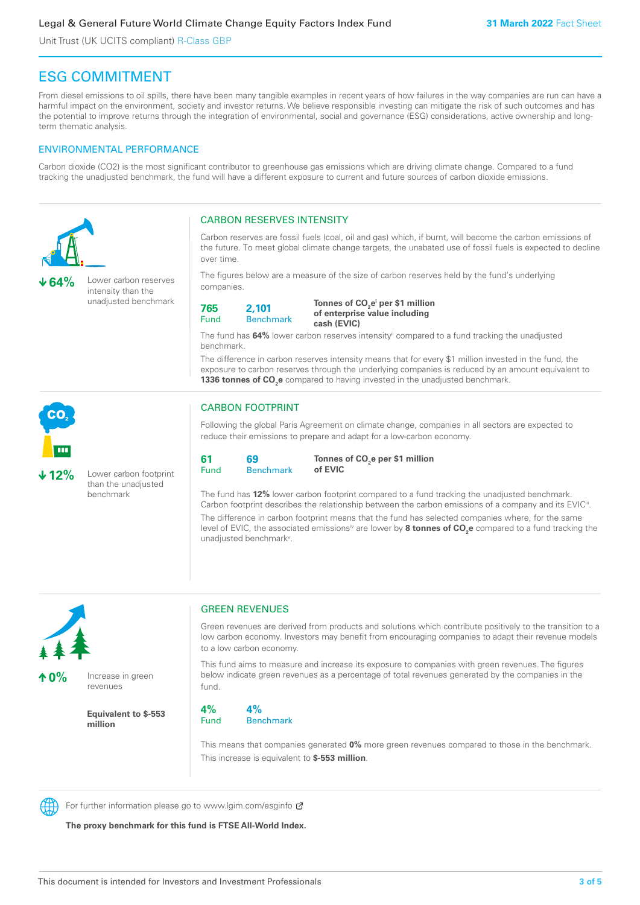# ESG COMMITMENT

From diesel emissions to oil spills, there have been many tangible examples in recent years of how failures in the way companies are run can have a harmful impact on the environment, society and investor returns. We believe responsible investing can mitigate the risk of such outcomes and has the potential to improve returns through the integration of environmental, social and governance (ESG) considerations, active ownership and long-term thematic analysis.

## ENVIRONMENTAL PERFORMANCE

Carbon dioxide (CO2) is the most significant contributor to greenhouse gas emissions which are driving climate change. Compared to a fund tracking the unadjusted benchmark, the fund will have a different exposure to current and future sources of carbon dioxide emissions.

**↓64%** Lower carbon reserves intensity than the unadjusted benchmark

### CARBON RESERVES INTENSITY

Carbon reserves are fossil fuels (coal, oil and gas) which, if burnt, will become the carbon emissions of the future. To meet global climate change targets, the unabated use of fossil fuels is expected to decline over time.

The figures below are a measure of the size of carbon reserves held by the fund's underlying companies.

| 765 | 2,101 | **Tonnes of $CO_2e$[i] per $1 million of enterprise value including cash (EVIC)** |
|---|---|---|
| Fund | Benchmark | |

The fund has **64%** lower carbon reserves intensity[ii] compared to a fund tracking the unadjusted benchmark.

The difference in carbon reserves intensity means that for every $1 million invested in the fund, the exposure to carbon reserves through the underlying companies is reduced by an amount equivalent to **1336 tonnes of $CO_2e$** compared to having invested in the unadjusted benchmark.

**↓12%** Lower carbon footprint than the unadjusted benchmark

### CARBON FOOTPRINT

Following the global Paris Agreement on climate change, companies in all sectors are expected to reduce their emissions to prepare and adapt for a low-carbon economy.

| 61 | 69 | **Tonnes of $CO_2e$ per $1 million of EVIC** |
|---|---|---|
| Fund | Benchmark | |

The fund has **12%** lower carbon footprint compared to a fund tracking the unadjusted benchmark. Carbon footprint describes the relationship between the carbon emissions of a company and its EVIC[iii].

The difference in carbon footprint means that the fund has selected companies where, for the same level of EVIC, the associated emissions[iv] are lower by **8 tonnes of $CO_2e$** compared to a fund tracking the unadjusted benchmark[v].

**↑0%** Increase in green revenues

**Equivalent to $-553 million**

### GREEN REVENUES

Green revenues are derived from products and solutions which contribute positively to the transition to a low carbon economy. Investors may benefit from encouraging companies to adapt their revenue models to a low carbon economy.

This fund aims to measure and increase its exposure to companies with green revenues. The figures below indicate green revenues as a percentage of total revenues generated by the companies in the fund.

| 4% | 4% |
|---|---|
| Fund | Benchmark |

This means that companies generated **0%** more green revenues compared to those in the benchmark. This increase is equivalent to **$-553 million**.

For further information please go to www.lgim.com/esginfo

**The proxy benchmark for this fund is FTSE All-World Index.**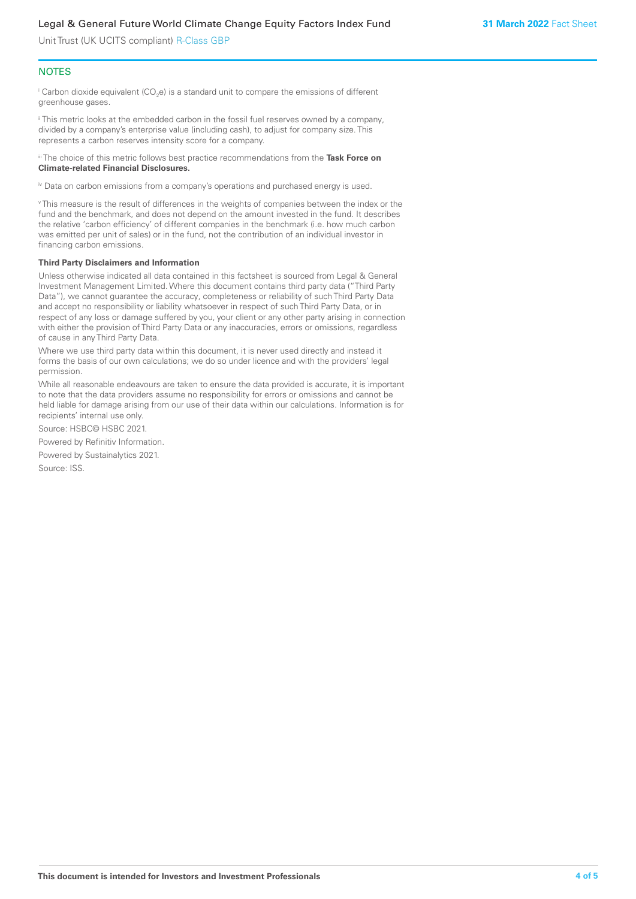## NOTES

[i] Carbon dioxide equivalent ($CO_2e$) is a standard unit to compare the emissions of different greenhouse gases.

[ii] This metric looks at the embedded carbon in the fossil fuel reserves owned by a company, divided by a company's enterprise value (including cash), to adjust for company size. This represents a carbon reserves intensity score for a company.

[iii] The choice of this metric follows best practice recommendations from the **Task Force on Climate-related Financial Disclosures.**

[iv] Data on carbon emissions from a company's operations and purchased energy is used.

[v] This measure is the result of differences in the weights of companies between the index or the fund and the benchmark, and does not depend on the amount invested in the fund. It describes the relative 'carbon efficiency' of different companies in the benchmark (i.e. how much carbon was emitted per unit of sales) or in the fund, not the contribution of an individual investor in financing carbon emissions.

**Third Party Disclaimers and Information**

Unless otherwise indicated all data contained in this factsheet is sourced from Legal & General Investment Management Limited. Where this document contains third party data ("Third Party Data"), we cannot guarantee the accuracy, completeness or reliability of such Third Party Data and accept no responsibility or liability whatsoever in respect of such Third Party Data, or in respect of any loss or damage suffered by you, your client or any other party arising in connection with either the provision of Third Party Data or any inaccuracies, errors or omissions, regardless of cause in any Third Party Data.

Where we use third party data within this document, it is never used directly and instead it forms the basis of our own calculations; we do so under licence and with the providers' legal permission.

While all reasonable endeavours are taken to ensure the data provided is accurate, it is important to note that the data providers assume no responsibility for errors or omissions and cannot be held liable for damage arising from our use of their data within our calculations. Information is for recipients' internal use only.

Source: HSBC© HSBC 2021.

Powered by Refinitiv Information.

Powered by Sustainalytics 2021.

Source: ISS.

This document is intended for Investors and Investment Professionals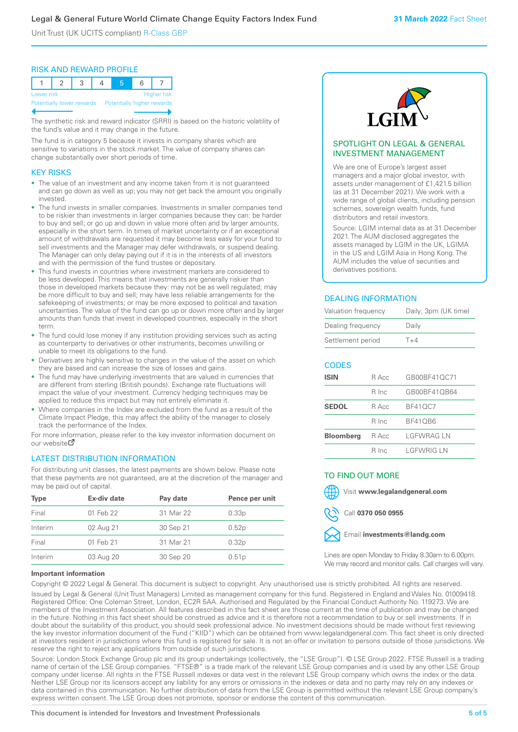## RISK AND REWARD PROFILE

| 1 | 2 | 3 | 4 | 5 | 6 | 7 |
|---|---|---|---|---|---|---|

Lower risk — Higher risk

Potentially lower rewards — Potentially higher rewards

The synthetic risk and reward indicator (SRRI) is based on the historic volatility of the fund's value and it may change in the future.

The fund is in category 5 because it invests in company shares which are sensitive to variations in the stock market. The value of company shares can change substantially over short periods of time.

## KEY RISKS

- The value of an investment and any income taken from it is not guaranteed and can go down as well as up; you may not get back the amount you originally invested.
- The fund invests in smaller companies. Investments in smaller companies tend to be riskier than investments in larger companies because they can: be harder to buy and sell; or go up and down in value more often and by larger amounts, especially in the short term. In times of market uncertainty or if an exceptional amount of withdrawals are requested it may become less easy for your fund to sell investments and the Manager may defer withdrawals, or suspend dealing. The Manager can only delay paying out if it is in the interests of all investors and with the permission of the fund trustee or depositary.
- This fund invests in countries where investment markets are considered to be less developed. This means that investments are generally riskier than those in developed markets because they: may not be as well regulated; may be more difficult to buy and sell; may have less reliable arrangements for the safekeeping of investments; or may be more exposed to political and taxation uncertainties. The value of the fund can go up or down more often and by larger amounts than funds that invest in developed countries, especially in the short term.
- The fund could lose money if any institution providing services such as acting as counterparty to derivatives or other instruments, becomes unwilling or unable to meet its obligations to the fund.
- Derivatives are highly sensitive to changes in the value of the asset on which they are based and can increase the size of losses and gains.
- The fund may have underlying investments that are valued in currencies that are different from sterling (British pounds). Exchange rate fluctuations will impact the value of your investment. Currency hedging techniques may be applied to reduce this impact but may not entirely eliminate it.
- Where companies in the Index are excluded from the fund as a result of the Climate Impact Pledge, this may affect the ability of the manager to closely track the performance of the Index.

For more information, please refer to the key investor information document on our website

## LATEST DISTRIBUTION INFORMATION

For distributing unit classes, the latest payments are shown below. Please note that these payments are not guaranteed, are at the discretion of the manager and may be paid out of capital.

| Type | Ex-div date | Pay date | Pence per unit |
|---|---|---|---|
| Final | 01 Feb 22 | 31 Mar 22 | 0.33p |
| Interim | 02 Aug 21 | 30 Sep 21 | 0.52p |
| Final | 01 Feb 21 | 31 Mar 21 | 0.32p |
| Interim | 03 Aug 20 | 30 Sep 20 | 0.51p |

## SPOTLIGHT ON LEGAL & GENERAL INVESTMENT MANAGEMENT

We are one of Europe's largest asset managers and a major global investor, with assets under management of £1,421.5 billion (as at 31 December 2021). We work with a wide range of global clients, including pension schemes, sovereign wealth funds, fund distributors and retail investors.

Source: LGIM internal data as at 31 December 2021. The AUM disclosed aggregates the assets managed by LGIM in the UK, LGIMA in the US and LGIM Asia in Hong Kong. The AUM includes the value of securities and derivatives positions.

## DEALING INFORMATION

| | |
|---|---|
| Valuation frequency | Daily, 3pm (UK time) |
| Dealing frequency | Daily |
| Settlement period | T+4 |

## CODES

| | | |
|---|---|---|
| **ISIN** | R Acc | GB00BF41QC71 |
| | R Inc | GB00BF41QB64 |
| **SEDOL** | R Acc | BF41QC7 |
| | R Inc | BF41QB6 |
| **Bloomberg** | R Acc | LGFWRAG LN |
| | R Inc | LGFWRIG LN |

## TO FIND OUT MORE

Visit **www.legalandgeneral.com**

Call **0370 050 0955**

Email **investments@landg.com**

Lines are open Monday to Friday 8.30am to 6.00pm. We may record and monitor calls. Call charges will vary.

### Important information

Copyright © 2022 Legal & General. This document is subject to copyright. Any unauthorised use is strictly prohibited. All rights are reserved.

Issued by Legal & General (Unit Trust Managers) Limited as management company for this fund. Registered in England and Wales No. 01009418. Registered Office: One Coleman Street, London, EC2R 5AA. Authorised and Regulated by the Financial Conduct Authority No. 119273. We are members of the Investment Association. All features described in this fact sheet are those current at the time of publication and may be changed in the future. Nothing in this fact sheet should be construed as advice and it is therefore not a recommendation to buy or sell investments. If in doubt about the suitability of this product, you should seek professional advice. No investment decisions should be made without first reviewing the key investor information document of the Fund ("KIID") which can be obtained from www.legalandgeneral.com. This fact sheet is only directed at investors resident in jurisdictions where this fund is registered for sale. It is not an offer or invitation to persons outside of those jurisdictions. We reserve the right to reject any applications from outside of such jurisdictions.

Source: London Stock Exchange Group plc and its group undertakings (collectively, the "LSE Group"). © LSE Group 2022. FTSE Russell is a trading name of certain of the LSE Group companies. "FTSE®" is a trade mark of the relevant LSE Group companies and is used by any other LSE Group company under license. All rights in the FTSE Russell indexes or data vest in the relevant LSE Group company which owns the index or the data. Neither LSE Group nor its licensors accept any liability for any errors or omissions in the indexes or data and no party may rely on any indexes or data contained in this communication. No further distribution of data from the LSE Group is permitted without the relevant LSE Group company's express written consent. The LSE Group does not promote, sponsor or endorse the content of this communication.

This document is intended for Investors and Investment Professionals